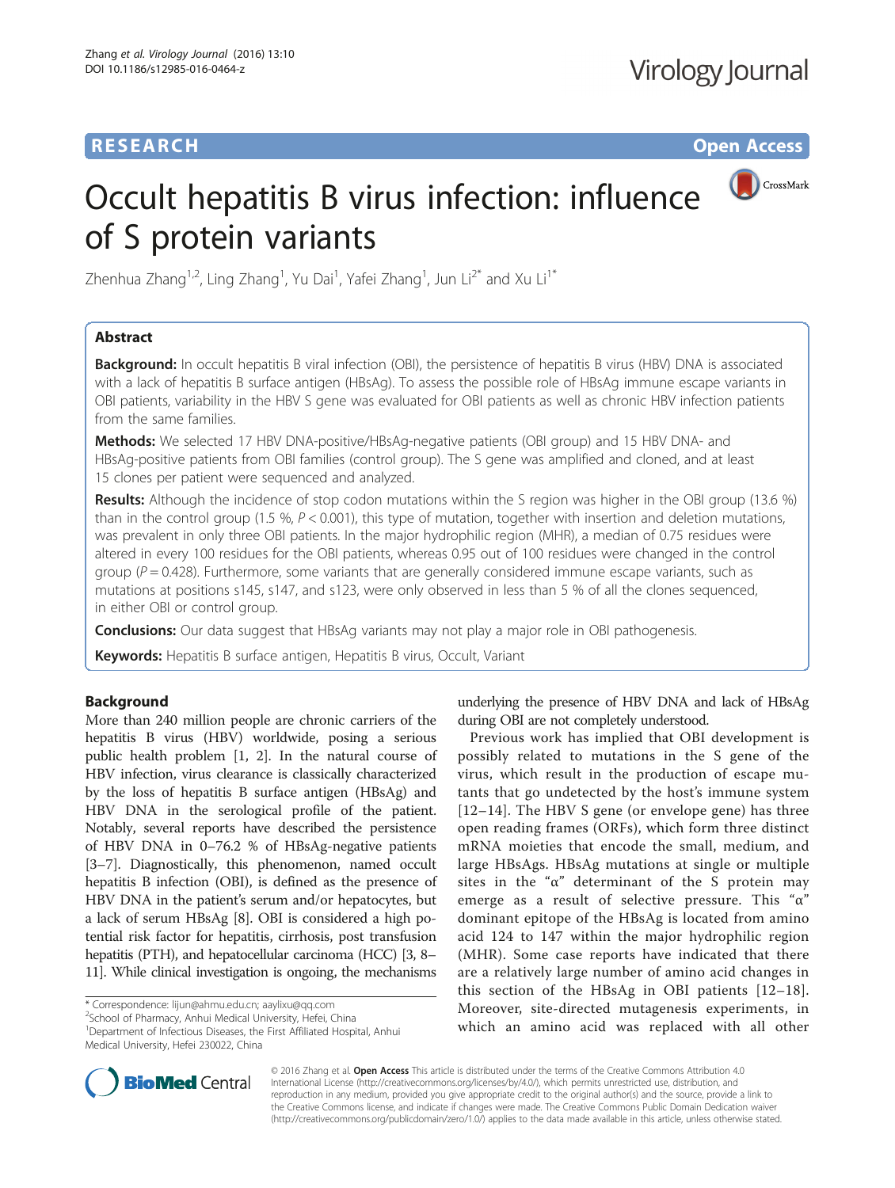**RESEARCH** **Open Access**

# Occult hepatitis B virus infection: influence of S protein variants

Zhenhua Zhang[1,2], Ling Zhang[1], Yu Dai[1], Yafei Zhang[1], Jun Li[2*] and Xu Li[1*]

## Abstract

**Background:** In occult hepatitis B viral infection (OBI), the persistence of hepatitis B virus (HBV) DNA is associated with a lack of hepatitis B surface antigen (HBsAg). To assess the possible role of HBsAg immune escape variants in OBI patients, variability in the HBV S gene was evaluated for OBI patients as well as chronic HBV infection patients from the same families.

**Methods:** We selected 17 HBV DNA-positive/HBsAg-negative patients (OBI group) and 15 HBV DNA- and HBsAg-positive patients from OBI families (control group). The S gene was amplified and cloned, and at least 15 clones per patient were sequenced and analyzed.

**Results:** Although the incidence of stop codon mutations within the S region was higher in the OBI group (13.6 %) than in the control group (1.5 %, $P < 0.001$), this type of mutation, together with insertion and deletion mutations, was prevalent in only three OBI patients. In the major hydrophilic region (MHR), a median of 0.75 residues were altered in every 100 residues for the OBI patients, whereas 0.95 out of 100 residues were changed in the control group ($P = 0.428$). Furthermore, some variants that are generally considered immune escape variants, such as mutations at positions s145, s147, and s123, were only observed in less than 5 % of all the clones sequenced, in either OBI or control group.

**Conclusions:** Our data suggest that HBsAg variants may not play a major role in OBI pathogenesis.

**Keywords:** Hepatitis B surface antigen, Hepatitis B virus, Occult, Variant

## Background

More than 240 million people are chronic carriers of the hepatitis B virus (HBV) worldwide, posing a serious public health problem [1, 2]. In the natural course of HBV infection, virus clearance is classically characterized by the loss of hepatitis B surface antigen (HBsAg) and HBV DNA in the serological profile of the patient. Notably, several reports have described the persistence of HBV DNA in 0–76.2 % of HBsAg-negative patients [3–7]. Diagnostically, this phenomenon, named occult hepatitis B infection (OBI), is defined as the presence of HBV DNA in the patient's serum and/or hepatocytes, but a lack of serum HBsAg [8]. OBI is considered a high potential risk factor for hepatitis, cirrhosis, post transfusion hepatitis (PTH), and hepatocellular carcinoma (HCC) [3, 8–11]. While clinical investigation is ongoing, the mechanisms underlying the presence of HBV DNA and lack of HBsAg during OBI are not completely understood.

Previous work has implied that OBI development is possibly related to mutations in the S gene of the virus, which result in the production of escape mutants that go undetected by the host's immune system [12–14]. The HBV S gene (or envelope gene) has three open reading frames (ORFs), which form three distinct mRNA moieties that encode the small, medium, and large HBsAgs. HBsAg mutations at single or multiple sites in the "α" determinant of the S protein may emerge as a result of selective pressure. This "α" dominant epitope of the HBsAg is located from amino acid 124 to 147 within the major hydrophilic region (MHR). Some case reports have indicated that there are a relatively large number of amino acid changes in this section of the HBsAg in OBI patients [12–18]. Moreover, site-directed mutagenesis experiments, in which an amino acid was replaced with all other

\* Correspondence: lijun@ahmu.edu.cn; aaylixu@qq.com
[2]School of Pharmacy, Anhui Medical University, Hefei, China
[1]Department of Infectious Diseases, the First Affiliated Hospital, Anhui Medical University, Hefei 230022, China

© 2016 Zhang et al. **Open Access** This article is distributed under the terms of the Creative Commons Attribution 4.0 International License (http://creativecommons.org/licenses/by/4.0/), which permits unrestricted use, distribution, and reproduction in any medium, provided you give appropriate credit to the original author(s) and the source, provide a link to the Creative Commons license, and indicate if changes were made. The Creative Commons Public Domain Dedication waiver (http://creativecommons.org/publicdomain/zero/1.0/) applies to the data made available in this article, unless otherwise stated.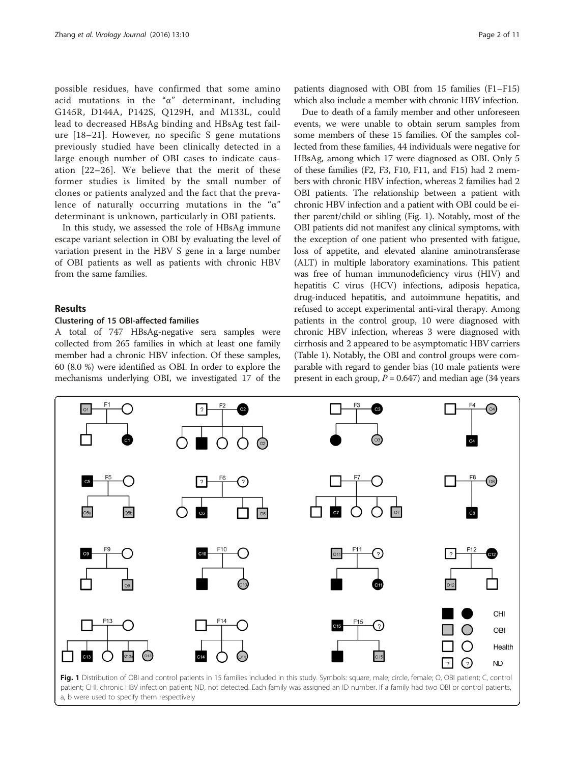possible residues, have confirmed that some amino acid mutations in the "α" determinant, including G145R, D144A, P142S, Q129H, and M133L, could lead to decreased HBsAg binding and HBsAg test failure [18–21]. However, no specific S gene mutations previously studied have been clinically detected in a large enough number of OBI cases to indicate causation [22–26]. We believe that the merit of these former studies is limited by the small number of clones or patients analyzed and the fact that the prevalence of naturally occurring mutations in the "α" determinant is unknown, particularly in OBI patients.

In this study, we assessed the role of HBsAg immune escape variant selection in OBI by evaluating the level of variation present in the HBV S gene in a large number of OBI patients as well as patients with chronic HBV from the same families.

## Results

### Clustering of 15 OBI-affected families

A total of 747 HBsAg-negative sera samples were collected from 265 families in which at least one family member had a chronic HBV infection. Of these samples, 60 (8.0 %) were identified as OBI. In order to explore the mechanisms underlying OBI, we investigated 17 of the patients diagnosed with OBI from 15 families (F1–F15) which also include a member with chronic HBV infection.

Due to death of a family member and other unforeseen events, we were unable to obtain serum samples from some members of these 15 families. Of the samples collected from these families, 44 individuals were negative for HBsAg, among which 17 were diagnosed as OBI. Only 5 of these families (F2, F3, F10, F11, and F15) had 2 members with chronic HBV infection, whereas 2 families had 2 OBI patients. The relationship between a patient with chronic HBV infection and a patient with OBI could be either parent/child or sibling (Fig. 1). Notably, most of the OBI patients did not manifest any clinical symptoms, with the exception of one patient who presented with fatigue, loss of appetite, and elevated alanine aminotransferase (ALT) in multiple laboratory examinations. This patient was free of human immunodeficiency virus (HIV) and hepatitis C virus (HCV) infections, adiposis hepatica, drug-induced hepatitis, and autoimmune hepatitis, and refused to accept experimental anti-viral therapy. Among patients in the control group, 10 were diagnosed with chronic HBV infection, whereas 3 were diagnosed with cirrhosis and 2 appeared to be asymptomatic HBV carriers (Table 1). Notably, the OBI and control groups were comparable with regard to gender bias (10 male patients were present in each group, $P = 0.647$) and median age (34 years

**Fig. 1** Distribution of OBI and control patients in 15 families included in this study. Symbols: square, male; circle, female; O, OBI patient; C, control patient; CHI, chronic HBV infection patient; ND, not detected. Each family was assigned an ID number. If a family had two OBI or control patients, a, b were used to specify them respectively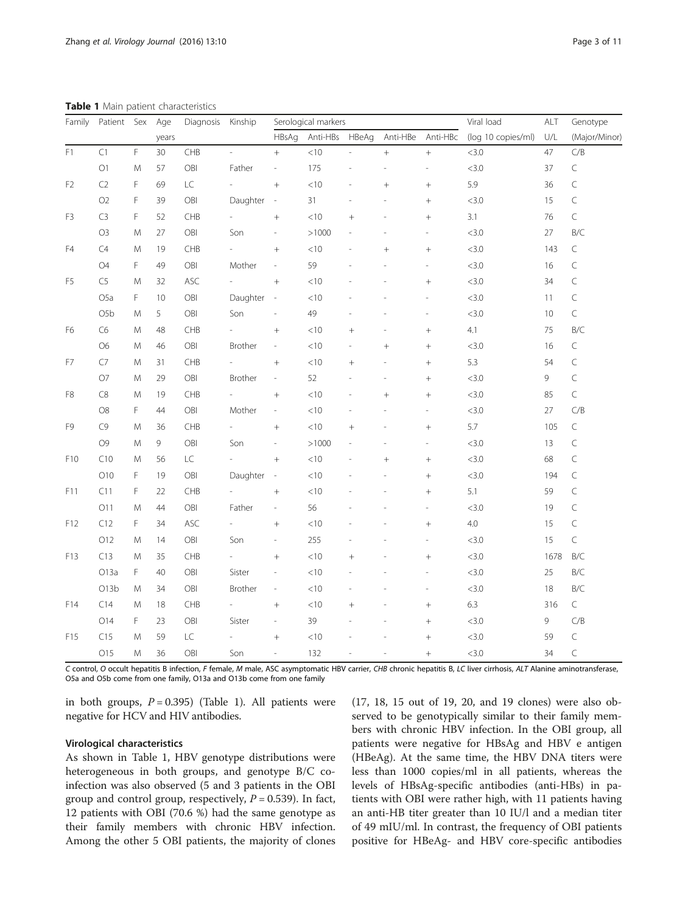**Table 1** Main patient characteristics

| Family | Patient | Sex | Age | Diagnosis | Kinship | Serological markers | | | | | Viral load | ALT | Genotype |
|---|---|---|---|---|---|---|---|---|---|---|---|---|---|
| | | | years | | | HBsAg | Anti-HBs | HBeAg | Anti-HBe | Anti-HBc | (log 10 copies/ml) | U/L | (Major/Minor) |
| F1 | C1 | F | 30 | CHB | - | + | <10 | - | + | + | <3.0 | 47 | C/B |
| | O1 | M | 57 | OBI | Father | - | 175 | - | - | - | <3.0 | 37 | C |
| F2 | C2 | F | 69 | LC | - | + | <10 | - | + | + | 5.9 | 36 | C |
| | O2 | F | 39 | OBI | Daughter | - | 31 | - | - | + | <3.0 | 15 | C |
| F3 | C3 | F | 52 | CHB | - | + | <10 | + | - | + | 3.1 | 76 | C |
| | O3 | M | 27 | OBI | Son | - | >1000 | - | - | - | <3.0 | 27 | B/C |
| F4 | C4 | M | 19 | CHB | - | + | <10 | - | + | + | <3.0 | 143 | C |
| | O4 | F | 49 | OBI | Mother | - | 59 | - | - | - | <3.0 | 16 | C |
| F5 | C5 | M | 32 | ASC | - | + | <10 | - | - | + | <3.0 | 34 | C |
| | O5a | F | 10 | OBI | Daughter | - | <10 | - | - | - | <3.0 | 11 | C |
| | O5b | M | 5 | OBI | Son | - | 49 | - | - | - | <3.0 | 10 | C |
| F6 | C6 | M | 48 | CHB | - | + | <10 | + | - | + | 4.1 | 75 | B/C |
| | O6 | M | 46 | OBI | Brother | - | <10 | - | + | + | <3.0 | 16 | C |
| F7 | C7 | M | 31 | CHB | - | + | <10 | + | - | + | 5.3 | 54 | C |
| | O7 | M | 29 | OBI | Brother | - | 52 | - | - | + | <3.0 | 9 | C |
| F8 | C8 | M | 19 | CHB | - | + | <10 | - | + | + | <3.0 | 85 | C |
| | O8 | F | 44 | OBI | Mother | - | <10 | - | - | - | <3.0 | 27 | C/B |
| F9 | C9 | M | 36 | CHB | - | + | <10 | + | - | + | 5.7 | 105 | C |
| | O9 | M | 9 | OBI | Son | - | >1000 | - | - | - | <3.0 | 13 | C |
| F10 | C10 | M | 56 | LC | - | + | <10 | - | + | + | <3.0 | 68 | C |
| | O10 | F | 19 | OBI | Daughter | - | <10 | - | - | + | <3.0 | 194 | C |
| F11 | C11 | F | 22 | CHB | - | + | <10 | - | - | + | 5.1 | 59 | C |
| | O11 | M | 44 | OBI | Father | - | 56 | - | - | - | <3.0 | 19 | C |
| F12 | C12 | F | 34 | ASC | - | + | <10 | - | - | + | 4.0 | 15 | C |
| | O12 | M | 14 | OBI | Son | - | 255 | - | - | - | <3.0 | 15 | C |
| F13 | C13 | M | 35 | CHB | - | + | <10 | + | - | + | <3.0 | 1678 | B/C |
| | O13a | F | 40 | OBI | Sister | - | <10 | - | - | - | <3.0 | 25 | B/C |
| | O13b | M | 34 | OBI | Brother | - | <10 | - | - | - | <3.0 | 18 | B/C |
| F14 | C14 | M | 18 | CHB | - | + | <10 | + | - | + | 6.3 | 316 | C |
| | O14 | F | 23 | OBI | Sister | - | 39 | - | - | + | <3.0 | 9 | C/B |
| F15 | C15 | M | 59 | LC | - | + | <10 | - | - | + | <3.0 | 59 | C |
| | O15 | M | 36 | OBI | Son | - | 132 | - | - | + | <3.0 | 34 | C |

*C* control, *O* occult hepatitis B infection, *F* female, *M* male, *ASC* asymptomatic HBV carrier, *CHB* chronic hepatitis B, *LC* liver cirrhosis, *ALT* Alanine aminotransferase, O5a and O5b come from one family, O13a and O13b come from one family

in both groups, $P = 0.395$) (Table 1). All patients were negative for HCV and HIV antibodies.

### Virological characteristics

As shown in Table 1, HBV genotype distributions were heterogeneous in both groups, and genotype B/C co-infection was also observed (5 and 3 patients in the OBI group and control group, respectively, $P = 0.539$). In fact, 12 patients with OBI (70.6 %) had the same genotype as their family members with chronic HBV infection. Among the other 5 OBI patients, the majority of clones (17, 18, 15 out of 19, 20, and 19 clones) were also observed to be genotypically similar to their family members with chronic HBV infection. In the OBI group, all patients were negative for HBsAg and HBV e antigen (HBeAg). At the same time, the HBV DNA titers were less than 1000 copies/ml in all patients, whereas the levels of HBsAg-specific antibodies (anti-HBs) in patients with OBI were rather high, with 11 patients having an anti-HB titer greater than 10 IU/l and a median titer of 49 mIU/ml. In contrast, the frequency of OBI patients positive for HBeAg- and HBV core-specific antibodies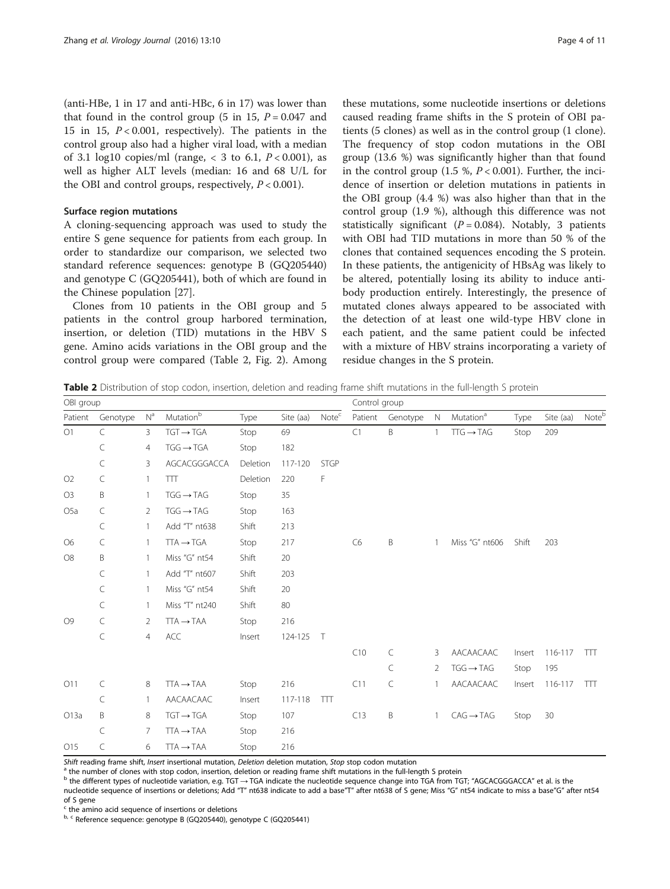(anti-HBe, 1 in 17 and anti-HBc, 6 in 17) was lower than that found in the control group (5 in 15, $P = 0.047$ and 15 in 15, $P < 0.001$, respectively). The patients in the control group also had a higher viral load, with a median of 3.1 log10 copies/ml (range, < 3 to 6.1, $P < 0.001$), as well as higher ALT levels (median: 16 and 68 U/L for the OBI and control groups, respectively, $P < 0.001$).

### Surface region mutations

A cloning-sequencing approach was used to study the entire S gene sequence for patients from each group. In order to standardize our comparison, we selected two standard reference sequences: genotype B (GQ205440) and genotype C (GQ205441), both of which are found in the Chinese population [27].

Clones from 10 patients in the OBI group and 5 patients in the control group harbored termination, insertion, or deletion (TID) mutations in the HBV S gene. Amino acids variations in the OBI group and the control group were compared (Table 2, Fig. 2). Among these mutations, some nucleotide insertions or deletions caused reading frame shifts in the S protein of OBI patients (5 clones) as well as in the control group (1 clone). The frequency of stop codon mutations in the OBI group (13.6 %) was significantly higher than that found in the control group (1.5 %, $P < 0.001$). Further, the incidence of insertion or deletion mutations in patients in the OBI group (4.4 %) was also higher than that in the control group (1.9 %), although this difference was not statistically significant ($P = 0.084$). Notably, 3 patients with OBI had TID mutations in more than 50 % of the clones that contained sequences encoding the S protein. In these patients, the antigenicity of HBsAg was likely to be altered, potentially losing its ability to induce antibody production entirely. Interestingly, the presence of mutated clones always appeared to be associated with the detection of at least one wild-type HBV clone in each patient, and the same patient could be infected with a mixture of HBV strains incorporating a variety of residue changes in the S protein.

**Table 2** Distribution of stop codon, insertion, deletion and reading frame shift mutations in the full-length S protein

| OBI group | | | | | | | Control group | | | | | | |
|---|---|---|---|---|---|---|---|---|---|---|---|---|---|
| Patient | Genotype | N[a] | Mutation[b] | Type | Site (aa) | Note[c] | Patient | Genotype | N | Mutation[a] | Type | Site (aa) | Note[b] |
| O1 | C | 3 | TGT → TGA | Stop | 69 | | C1 | B | 1 | TTG → TAG | Stop | 209 | |
| | C | 4 | TGG → TGA | Stop | 182 | | | | | | | | |
| | C | 3 | AGCACGGGACCA | Deletion | 117-120 | STGP | | | | | | | |
| O2 | C | 1 | TTT | Deletion | 220 | F | | | | | | | |
| O3 | B | 1 | TGG → TAG | Stop | 35 | | | | | | | | |
| O5a | C | 2 | TGG → TAG | Stop | 163 | | | | | | | | |
| | C | 1 | Add "T" nt638 | Shift | 213 | | | | | | | | |
| O6 | C | 1 | TTA → TGA | Stop | 217 | | C6 | B | 1 | Miss "G" nt606 | Shift | 203 | |
| O8 | B | 1 | Miss "G" nt54 | Shift | 20 | | | | | | | | |
| | C | 1 | Add "T" nt607 | Shift | 203 | | | | | | | | |
| | C | 1 | Miss "G" nt54 | Shift | 20 | | | | | | | | |
| | C | 1 | Miss "T" nt240 | Shift | 80 | | | | | | | | |
| O9 | C | 2 | TTA → TAA | Stop | 216 | | | | | | | | |
| | C | 4 | ACC | Insert | 124-125 | T | | | | | | | |
| | | | | | | | C10 | C | 3 | AACAACAAC | Insert | 116-117 | TTT |
| | | | | | | | | C | 2 | TGG → TAG | Stop | 195 | |
| O11 | C | 8 | TTA → TAA | Stop | 216 | | C11 | C | 1 | AACAACAAC | Insert | 116-117 | TTT |
| | C | 1 | AACAACAAC | Insert | 117-118 | TTT | | | | | | | |
| O13a | B | 8 | TGT → TGA | Stop | 107 | | C13 | B | 1 | CAG → TAG | Stop | 30 | |
| | C | 7 | TTA → TAA | Stop | 216 | | | | | | | | |
| O15 | C | 6 | TTA → TAA | Stop | 216 | | | | | | | | |

*Shift* reading frame shift, *Insert* insertional mutation, *Deletion* deletion mutation, *Stop* stop codon mutation

[a] the number of clones with stop codon, insertion, deletion or reading frame shift mutations in the full-length S protein

[b] the different types of nucleotide variation, e.g. TGT → TGA indicate the nucleotide sequence change into TGA from TGT; "AGCACGGGACCA" et al. is the nucleotide sequence of insertions or deletions; Add "T" nt638 indicate to add a base"T" after nt638 of S gene; Miss "G" nt54 indicate to miss a base"G" after nt54 of S gene

[c] the amino acid sequence of insertions or deletions

[b, c] Reference sequence: genotype B (GQ205440), genotype C (GQ205441)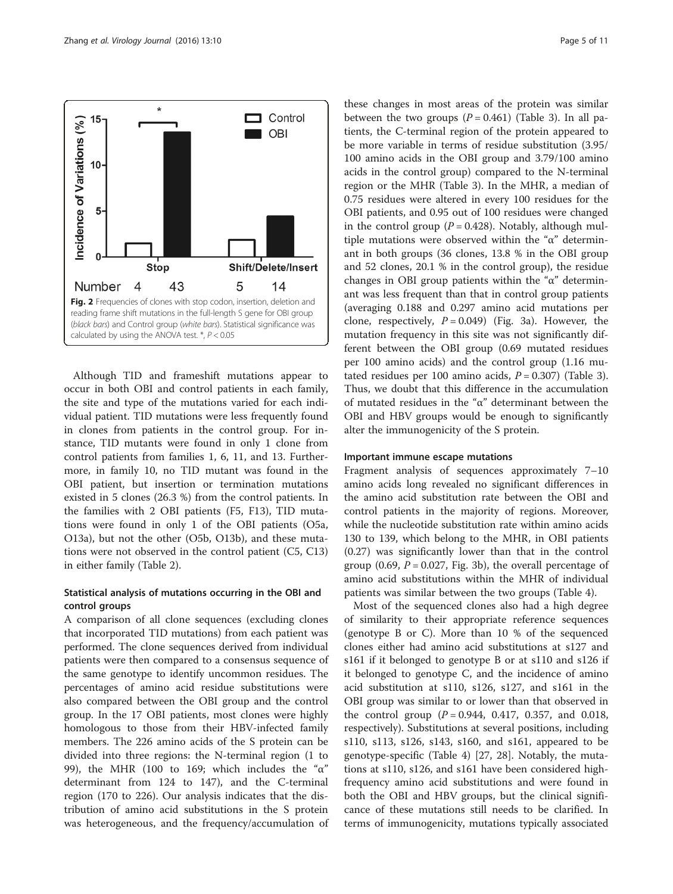Fig. 2 Frequencies of clones with stop codon, insertion, deletion and reading frame shift mutations in the full-length S gene for OBI group (*black bars*) and Control group (*white bars*). Statistical significance was calculated by using the ANOVA test. *, $P < 0.05$

Although TID and frameshift mutations appear to occur in both OBI and control patients in each family, the site and type of the mutations varied for each individual patient. TID mutations were less frequently found in clones from patients in the control group. For instance, TID mutants were found in only 1 clone from control patients from families 1, 6, 11, and 13. Furthermore, in family 10, no TID mutant was found in the OBI patient, but insertion or termination mutations existed in 5 clones (26.3 %) from the control patients. In the families with 2 OBI patients (F5, F13), TID mutations were found in only 1 of the OBI patients (O5a, O13a), but not the other (O5b, O13b), and these mutations were not observed in the control patient (C5, C13) in either family (Table 2).

### Statistical analysis of mutations occurring in the OBI and control groups

A comparison of all clone sequences (excluding clones that incorporated TID mutations) from each patient was performed. The clone sequences derived from individual patients were then compared to a consensus sequence of the same genotype to identify uncommon residues. The percentages of amino acid residue substitutions were also compared between the OBI group and the control group. In the 17 OBI patients, most clones were highly homologous to those from their HBV-infected family members. The 226 amino acids of the S protein can be divided into three regions: the N-terminal region (1 to 99), the MHR (100 to 169; which includes the "α" determinant from 124 to 147), and the C-terminal region (170 to 226). Our analysis indicates that the distribution of amino acid substitutions in the S protein was heterogeneous, and the frequency/accumulation of these changes in most areas of the protein was similar between the two groups ($P = 0.461$) (Table 3). In all patients, the C-terminal region of the protein appeared to be more variable in terms of residue substitution (3.95/100 amino acids in the OBI group and 3.79/100 amino acids in the control group) compared to the N-terminal region or the MHR (Table 3). In the MHR, a median of 0.75 residues were altered in every 100 residues for the OBI patients, and 0.95 out of 100 residues were changed in the control group ($P = 0.428$). Notably, although multiple mutations were observed within the "α" determinant in both groups (36 clones, 13.8 % in the OBI group and 52 clones, 20.1 % in the control group), the residue changes in OBI group patients within the "α" determinant was less frequent than that in control group patients (averaging 0.188 and 0.297 amino acid mutations per clone, respectively, $P = 0.049$) (Fig. 3a). However, the mutation frequency in this site was not significantly different between the OBI group (0.69 mutated residues per 100 amino acids) and the control group (1.16 mutated residues per 100 amino acids, $P = 0.307$) (Table 3). Thus, we doubt that this difference in the accumulation of mutated residues in the "α" determinant between the OBI and HBV groups would be enough to significantly alter the immunogenicity of the S protein.

### Important immune escape mutations

Fragment analysis of sequences approximately 7–10 amino acids long revealed no significant differences in the amino acid substitution rate between the OBI and control patients in the majority of regions. Moreover, while the nucleotide substitution rate within amino acids 130 to 139, which belong to the MHR, in OBI patients (0.27) was significantly lower than that in the control group (0.69, $P = 0.027$, Fig. 3b), the overall percentage of amino acid substitutions within the MHR of individual patients was similar between the two groups (Table 4).

Most of the sequenced clones also had a high degree of similarity to their appropriate reference sequences (genotype B or C). More than 10 % of the sequenced clones either had amino acid substitutions at s127 and s161 if it belonged to genotype B or at s110 and s126 if it belonged to genotype C, and the incidence of amino acid substitution at s110, s126, s127, and s161 in the OBI group was similar to or lower than that observed in the control group ($P = 0.944$, 0.417, 0.357, and 0.018, respectively). Substitutions at several positions, including s110, s113, s126, s143, s160, and s161, appeared to be genotype-specific (Table 4) [27, 28]. Notably, the mutations at s110, s126, and s161 have been considered high-frequency amino acid substitutions and were found in both the OBI and HBV groups, but the clinical significance of these mutations still needs to be clarified. In terms of immunogenicity, mutations typically associated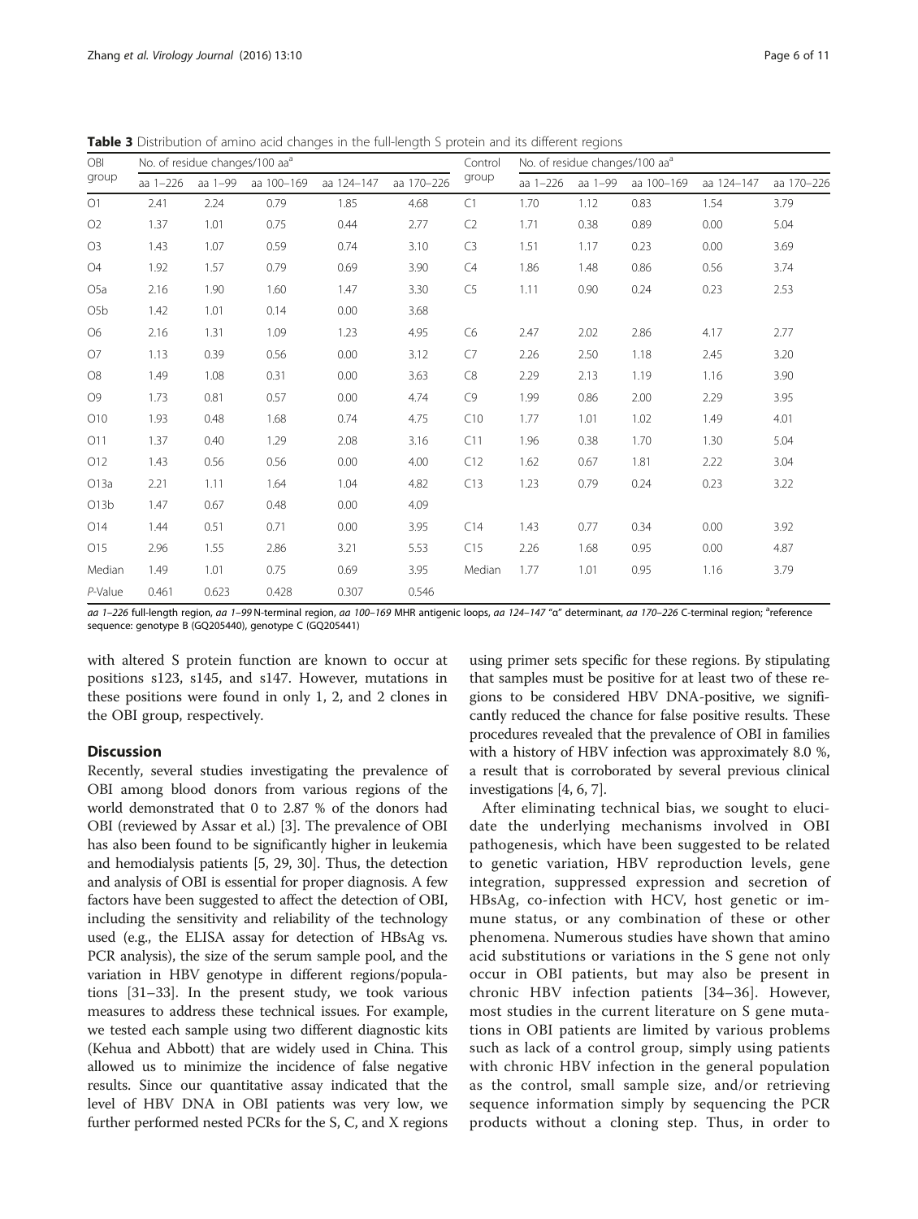**Table 3** Distribution of amino acid changes in the full-length S protein and its different regions

| OBI group | No. of residue changes/100 aa[a] | | | | | Control group | No. of residue changes/100 aa[a] | | | | |
|---|---|---|---|---|---|---|---|---|---|---|---|
| | aa 1–226 | aa 1–99 | aa 100–169 | aa 124–147 | aa 170–226 | | aa 1–226 | aa 1–99 | aa 100–169 | aa 124–147 | aa 170–226 |
| O1 | 2.41 | 2.24 | 0.79 | 1.85 | 4.68 | C1 | 1.70 | 1.12 | 0.83 | 1.54 | 3.79 |
| O2 | 1.37 | 1.01 | 0.75 | 0.44 | 2.77 | C2 | 1.71 | 0.38 | 0.89 | 0.00 | 5.04 |
| O3 | 1.43 | 1.07 | 0.59 | 0.74 | 3.10 | C3 | 1.51 | 1.17 | 0.23 | 0.00 | 3.69 |
| O4 | 1.92 | 1.57 | 0.79 | 0.69 | 3.90 | C4 | 1.86 | 1.48 | 0.86 | 0.56 | 3.74 |
| O5a | 2.16 | 1.90 | 1.60 | 1.47 | 3.30 | C5 | 1.11 | 0.90 | 0.24 | 0.23 | 2.53 |
| O5b | 1.42 | 1.01 | 0.14 | 0.00 | 3.68 | | | | | | |
| O6 | 2.16 | 1.31 | 1.09 | 1.23 | 4.95 | C6 | 2.47 | 2.02 | 2.86 | 4.17 | 2.77 |
| O7 | 1.13 | 0.39 | 0.56 | 0.00 | 3.12 | C7 | 2.26 | 2.50 | 1.18 | 2.45 | 3.20 |
| O8 | 1.49 | 1.08 | 0.31 | 0.00 | 3.63 | C8 | 2.29 | 2.13 | 1.19 | 1.16 | 3.90 |
| O9 | 1.73 | 0.81 | 0.57 | 0.00 | 4.74 | C9 | 1.99 | 0.86 | 2.00 | 2.29 | 3.95 |
| O10 | 1.93 | 0.48 | 1.68 | 0.74 | 4.75 | C10 | 1.77 | 1.01 | 1.02 | 1.49 | 4.01 |
| O11 | 1.37 | 0.40 | 1.29 | 2.08 | 3.16 | C11 | 1.96 | 0.38 | 1.70 | 1.30 | 5.04 |
| O12 | 1.43 | 0.56 | 0.56 | 0.00 | 4.00 | C12 | 1.62 | 0.67 | 1.81 | 2.22 | 3.04 |
| O13a | 2.21 | 1.11 | 1.64 | 1.04 | 4.82 | C13 | 1.23 | 0.79 | 0.24 | 0.23 | 3.22 |
| O13b | 1.47 | 0.67 | 0.48 | 0.00 | 4.09 | | | | | | |
| O14 | 1.44 | 0.51 | 0.71 | 0.00 | 3.95 | C14 | 1.43 | 0.77 | 0.34 | 0.00 | 3.92 |
| O15 | 2.96 | 1.55 | 2.86 | 3.21 | 5.53 | C15 | 2.26 | 1.68 | 0.95 | 0.00 | 4.87 |
| Median | 1.49 | 1.01 | 0.75 | 0.69 | 3.95 | Median | 1.77 | 1.01 | 0.95 | 1.16 | 3.79 |
| *P*-Value | 0.461 | 0.623 | 0.428 | 0.307 | 0.546 | | | | | | |

*aa 1–226* full-length region, *aa 1–99* N-terminal region, *aa 100–169* MHR antigenic loops, *aa 124–147* "α" determinant, *aa 170–226* C-terminal region; [a]reference sequence: genotype B (GQ205440), genotype C (GQ205441)

with altered S protein function are known to occur at positions s123, s145, and s147. However, mutations in these positions were found in only 1, 2, and 2 clones in the OBI group, respectively.

## Discussion

Recently, several studies investigating the prevalence of OBI among blood donors from various regions of the world demonstrated that 0 to 2.87 % of the donors had OBI (reviewed by Assar et al.) [3]. The prevalence of OBI has also been found to be significantly higher in leukemia and hemodialysis patients [5, 29, 30]. Thus, the detection and analysis of OBI is essential for proper diagnosis. A few factors have been suggested to affect the detection of OBI, including the sensitivity and reliability of the technology used (e.g., the ELISA assay for detection of HBsAg vs. PCR analysis), the size of the serum sample pool, and the variation in HBV genotype in different regions/populations [31–33]. In the present study, we took various measures to address these technical issues. For example, we tested each sample using two different diagnostic kits (Kehua and Abbott) that are widely used in China. This allowed us to minimize the incidence of false negative results. Since our quantitative assay indicated that the level of HBV DNA in OBI patients was very low, we further performed nested PCRs for the S, C, and X regions using primer sets specific for these regions. By stipulating that samples must be positive for at least two of these regions to be considered HBV DNA-positive, we significantly reduced the chance for false positive results. These procedures revealed that the prevalence of OBI in families with a history of HBV infection was approximately 8.0 %, a result that is corroborated by several previous clinical investigations [4, 6, 7].

After eliminating technical bias, we sought to elucidate the underlying mechanisms involved in OBI pathogenesis, which have been suggested to be related to genetic variation, HBV reproduction levels, gene integration, suppressed expression and secretion of HBsAg, co-infection with HCV, host genetic or immune status, or any combination of these or other phenomena. Numerous studies have shown that amino acid substitutions or variations in the S gene not only occur in OBI patients, but may also be present in chronic HBV infection patients [34–36]. However, most studies in the current literature on S gene mutations in OBI patients are limited by various problems such as lack of a control group, simply using patients with chronic HBV infection in the general population as the control, small sample size, and/or retrieving sequence information simply by sequencing the PCR products without a cloning step. Thus, in order to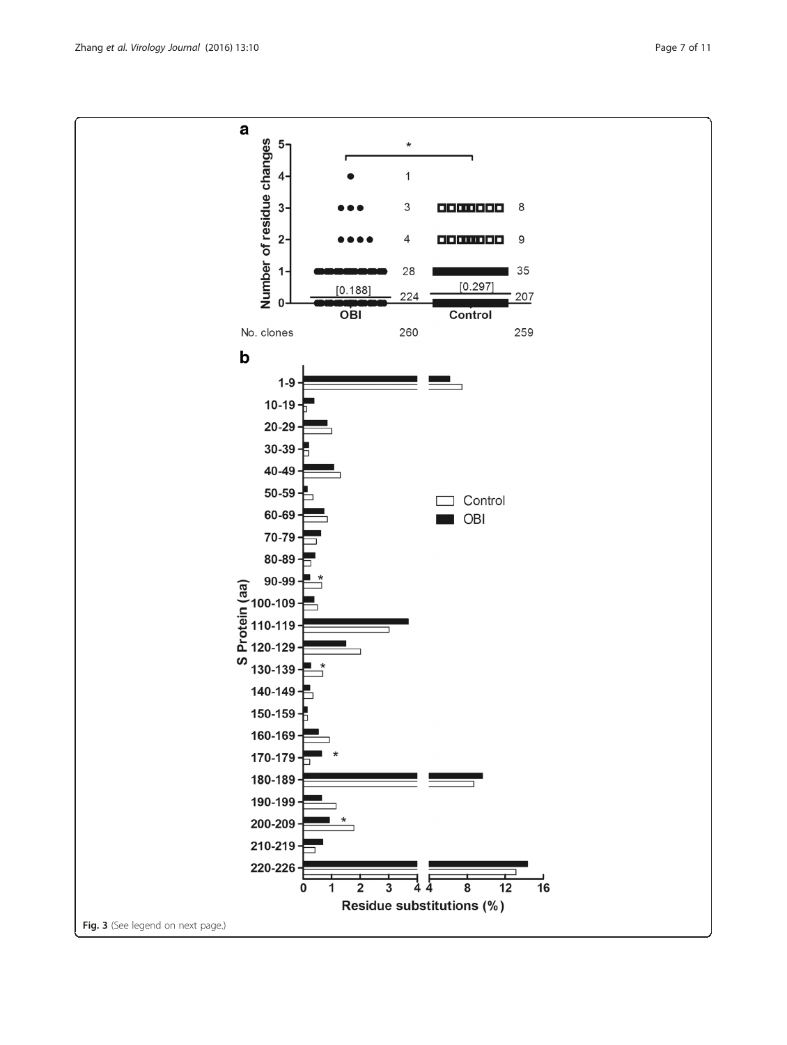**Fig. 3** (See legend on next page.)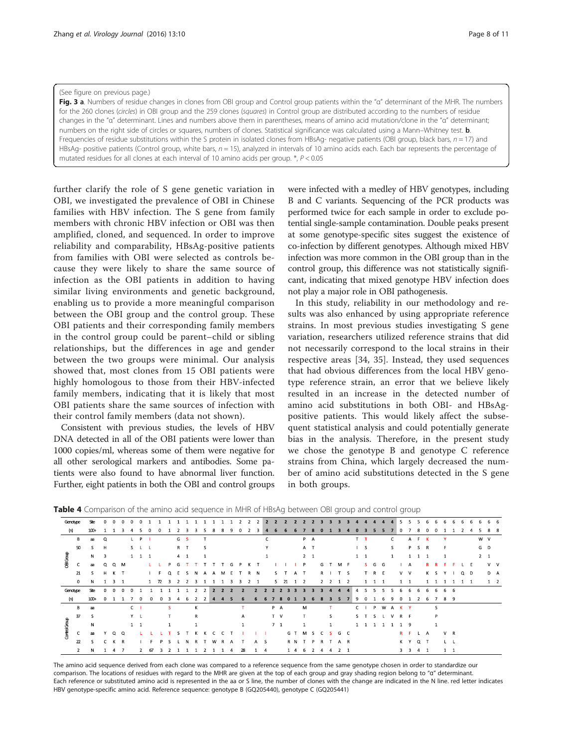(See figure on previous page.)

**Fig. 3 a**. Numbers of residue changes in clones from OBI group and Control group patients within the "α" determinant of the MHR. The numbers for the 260 clones (*circles*) in OBI group and the 259 clones (*squares*) in Control group are distributed according to the numbers of residue changes in the "α" determinant. Lines and numbers above them in parentheses, means of amino acid mutation/clone in the "α" determinant; numbers on the right side of circles or squares, numbers of clones. Statistical significance was calculated using a Mann–Whitney test. **b**. Frequencies of residue substitutions within the S protein in isolated clones from HBsAg- negative patients (OBI group, black bars, $n = 17$) and HBsAg- positive patients (Control group, white bars, $n = 15$), analyzed in intervals of 10 amino acids each. Each bar represents the percentage of mutated residues for all clones at each interval of 10 amino acids per group. *, $P < 0.05$

further clarify the role of S gene genetic variation in OBI, we investigated the prevalence of OBI in Chinese families with HBV infection. The S gene from family members with chronic HBV infection or OBI was then amplified, cloned, and sequenced. In order to improve reliability and comparability, HBsAg-positive patients from families with OBI were selected as controls because they were likely to share the same source of infection as the OBI patients in addition to having similar living environments and genetic background, enabling us to provide a more meaningful comparison between the OBI group and the control group. These OBI patients and their corresponding family members in the control group could be parent–child or sibling relationships, but the differences in age and gender between the two groups were minimal. Our analysis showed that, most clones from 15 OBI patients were highly homologous to those from their HBV-infected family members, indicating that it is likely that most OBI patients share the same sources of infection with their control family members (data not shown).

Consistent with previous studies, the levels of HBV DNA detected in all of the OBI patients were lower than 1000 copies/ml, whereas some of them were negative for all other serological markers and antibodies. Some patients were also found to have abnormal liver function. Further, eight patients in both the OBI and control groups were infected with a medley of HBV genotypes, including B and C variants. Sequencing of the PCR products was performed twice for each sample in order to exclude potential single-sample contamination. Double peaks present at some genotype-specific sites suggest the existence of co-infection by different genotypes. Although mixed HBV infection was more common in the OBI group than in the control group, this difference was not statistically significant, indicating that mixed genotype HBV infection does not play a major role in OBI pathogenesis.

In this study, reliability in our methodology and results was also enhanced by using appropriate reference strains. In most previous studies investigating S gene variation, researchers utilized reference strains that did not necessarily correspond to the local strains in their respective areas [34, 35]. Instead, they used sequences that had obvious differences from the local HBV genotype reference strain, an error that we believe likely resulted in an increase in the detected number of amino acid substitutions in both OBI- and HBsAg-positive patients. This would likely affect the subsequent statistical analysis and could potentially generate bias in the analysis. Therefore, in the present study we chose the genotype B and genotype C reference strains from China, which largely decreased the number of amino acid substitutions detected in the S gene in both groups.

**Table 4** Comparison of the amino acid sequence in MHR of HBsAg between OBI group and control group

**OBI Group**

| Genotype (n) | Site | 101 | 101 | 103 | 104 | 105 | 110 | 110 | 111 | 112 | 113 | 113 | 115 | 118 | 118 | 119 | 120 | 122 | 123 | 124 | 126 | 126 | 126 | 127 | 128 | 130 | 131 | 133 | 134 | 140 | 143 | 145 | 145 | 147 | 150 | 157 | 158 | 160 | 160 | 161 | 161 | 162 | 164 | 165 | 168 | 168 |
|---|---|---|---|---|---|---|---|---|---|---|---|---|---|---|---|---|---|---|---|---|---|---|---|---|---|---|---|---|---|---|---|---|---|---|---|---|---|---|---|---|---|---|---|---|---|---|
| B (50) | aa | Q | | | L | P | I | | | | G | S | | T | | | | | | C | | | | P | A | | | | | T | T | | | C | | A | F | K | | Y | | | | W | V | |
| | S | H | | | S | L | L | | | | R | T | | S | | | | | | Y | | | | A | T | | | | | I | S | | | S | | P | S | R | | F | | | | G | D | |
| | N | 3 | | | 1 | 1 | 1 | | | | 4 | 1 | | 1 | | | | | | 1 | | | | 2 | 1 | | | | | 1 | 1 | | | 1 | | 1 | 1 | 1 | | 1 | | | | 2 | 1 | |
| C (21) | aa | Q | Q | M | | | L | L | P | G | T | T | T | T | T | G | P | K | T | | I | I | I | P | | G | T | M | F | | S | G | G | | I | A | | R | R | F | F | L | E | | V | V |
| | S | H | K | T | | | I | F | Q | E | S | N | A | A | M | E | T | R | N | | S | T | A | T | | R | I | T | S | | T | R | E | | V | V | | K | S | Y | I | Q | D | | D | A |
| | N | 1 | 3 | 1 | | | 1 | 72 | 3 | 2 | 2 | 3 | 1 | 1 | 1 | 3 | 3 | 2 | 1 | | 5 | 21 | 1 | 2 | | 2 | 2 | 1 | 2 | | 1 | 1 | 1 | | 1 | 1 | | 1 | 1 | 1 | 1 | 1 | 1 | | 1 | 2 |

**Control Group**

| Genotype (n) | Site | 100 | 101 | 101 | 107 | 110 | 110 | 113 | 114 | 116 | 122 | 122 | 124 | 124 | 125 | 126 | 126 | 127 | 128 | 130 | 131 | 133 | 136 | 138 | 143 | 145 | 147 | 149 | 150 | 151 | 156 | 159 | 160 | 161 | 162 | 166 | 167 | 168 | 169 |
|---|---|---|---|---|---|---|---|---|---|---|---|---|---|---|---|---|---|---|---|---|---|---|---|---|---|---|---|---|---|---|---|---|---|---|---|---|---|---|---|
| B (37) | aa | | | | C | I | | S | | | K | | | | | T | | P | A | | | M | | | T | | C | I | P | | W | A | K | Y | | | S | | |
| | S | | | | Y | L | | T | | | R | | | | | A | | T | V | | | T | | | S | | S | T | S | | L | V | R | F | | | P | | |
| | N | | | | 1 | 1 | | 1 | | | 1 | | | | | 1 | | 7 | 1 | | | 1 | | | 1 | | 1 | 1 | 1 | | 1 | 1 | 1 | 9 | | | 1 | | |
| C (22) | aa | Y | Q | Q | L | L | L | L | T | S | T | K | K | C | C | T | I | I | I | G | T | M | S | C | S | G | C | | | | | | R | F | L | A | | V | R |
| | S | C | K | R | | I | F | P | S | L | N | R | T | W | R | A | T | A | S | R | N | T | P | R | T | A | R | | | | | | K | Y | Q | T | | L | L |
| | N | 1 | 4 | 7 | | 2 | 67 | 3 | 2 | 1 | 1 | 1 | 2 | 1 | 1 | 4 | 28 | 1 | 4 | 1 | 4 | 6 | 2 | 4 | 4 | 2 | 1 | | | | | | 3 | 3 | 4 | 1 | | 1 | 1 |

The amino acid sequence derived from each clone was compared to a reference sequence from the same genotype chosen in order to standardize our comparison. The locations of residues with regard to the MHR are given at the top of each group and gray shading region belong to "α" determinant. Each reference or substituted amino acid is represented in the aa or S line, the number of clones with the change are indicated in the N line. red letter indicates HBV genotype-specific amino acid. Reference sequence: genotype B (GQ205440), genotype C (GQ205441)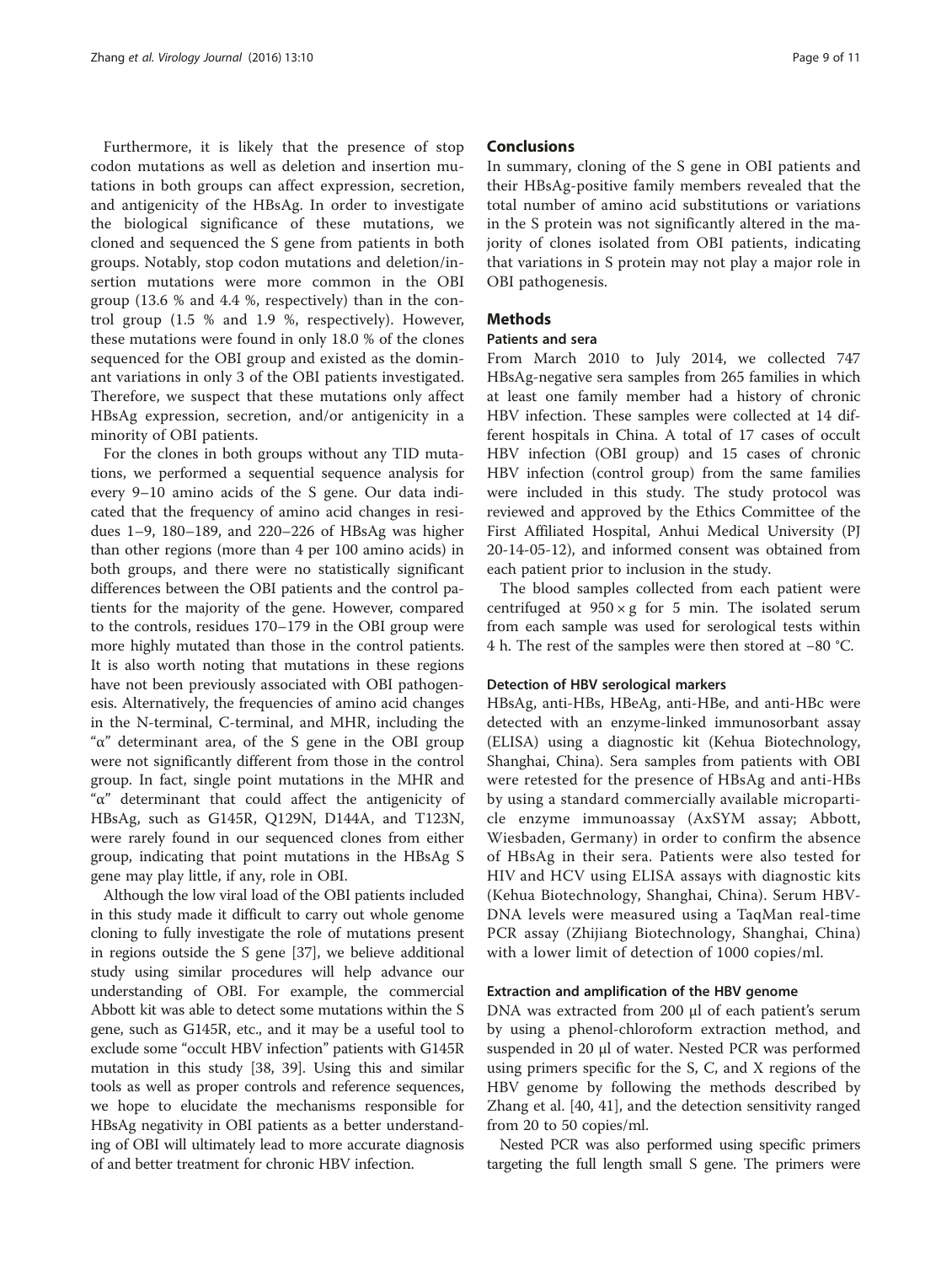Furthermore, it is likely that the presence of stop codon mutations as well as deletion and insertion mutations in both groups can affect expression, secretion, and antigenicity of the HBsAg. In order to investigate the biological significance of these mutations, we cloned and sequenced the S gene from patients in both groups. Notably, stop codon mutations and deletion/insertion mutations were more common in the OBI group (13.6 % and 4.4 %, respectively) than in the control group (1.5 % and 1.9 %, respectively). However, these mutations were found in only 18.0 % of the clones sequenced for the OBI group and existed as the dominant variations in only 3 of the OBI patients investigated. Therefore, we suspect that these mutations only affect HBsAg expression, secretion, and/or antigenicity in a minority of OBI patients.

For the clones in both groups without any TID mutations, we performed a sequential sequence analysis for every 9–10 amino acids of the S gene. Our data indicated that the frequency of amino acid changes in residues 1–9, 180–189, and 220–226 of HBsAg was higher than other regions (more than 4 per 100 amino acids) in both groups, and there were no statistically significant differences between the OBI patients and the control patients for the majority of the gene. However, compared to the controls, residues 170–179 in the OBI group were more highly mutated than those in the control patients. It is also worth noting that mutations in these regions have not been previously associated with OBI pathogenesis. Alternatively, the frequencies of amino acid changes in the N-terminal, C-terminal, and MHR, including the "α" determinant area, of the S gene in the OBI group were not significantly different from those in the control group. In fact, single point mutations in the MHR and "α" determinant that could affect the antigenicity of HBsAg, such as G145R, Q129N, D144A, and T123N, were rarely found in our sequenced clones from either group, indicating that point mutations in the HBsAg S gene may play little, if any, role in OBI.

Although the low viral load of the OBI patients included in this study made it difficult to carry out whole genome cloning to fully investigate the role of mutations present in regions outside the S gene [37], we believe additional study using similar procedures will help advance our understanding of OBI. For example, the commercial Abbott kit was able to detect some mutations within the S gene, such as G145R, etc., and it may be a useful tool to exclude some "occult HBV infection" patients with G145R mutation in this study [38, 39]. Using this and similar tools as well as proper controls and reference sequences, we hope to elucidate the mechanisms responsible for HBsAg negativity in OBI patients as a better understanding of OBI will ultimately lead to more accurate diagnosis of and better treatment for chronic HBV infection.

## Conclusions

In summary, cloning of the S gene in OBI patients and their HBsAg-positive family members revealed that the total number of amino acid substitutions or variations in the S protein was not significantly altered in the majority of clones isolated from OBI patients, indicating that variations in S protein may not play a major role in OBI pathogenesis.

## Methods

### Patients and sera

From March 2010 to July 2014, we collected 747 HBsAg-negative sera samples from 265 families in which at least one family member had a history of chronic HBV infection. These samples were collected at 14 different hospitals in China. A total of 17 cases of occult HBV infection (OBI group) and 15 cases of chronic HBV infection (control group) from the same families were included in this study. The study protocol was reviewed and approved by the Ethics Committee of the First Affiliated Hospital, Anhui Medical University (PJ 20-14-05-12), and informed consent was obtained from each patient prior to inclusion in the study.

The blood samples collected from each patient were centrifuged at $950 \times g$ for 5 min. The isolated serum from each sample was used for serological tests within 4 h. The rest of the samples were then stored at −80 °C.

### Detection of HBV serological markers

HBsAg, anti-HBs, HBeAg, anti-HBe, and anti-HBc were detected with an enzyme-linked immunosorbant assay (ELISA) using a diagnostic kit (Kehua Biotechnology, Shanghai, China). Sera samples from patients with OBI were retested for the presence of HBsAg and anti-HBs by using a standard commercially available microparticle enzyme immunoassay (AxSYM assay; Abbott, Wiesbaden, Germany) in order to confirm the absence of HBsAg in their sera. Patients were also tested for HIV and HCV using ELISA assays with diagnostic kits (Kehua Biotechnology, Shanghai, China). Serum HBV-DNA levels were measured using a TaqMan real-time PCR assay (Zhijiang Biotechnology, Shanghai, China) with a lower limit of detection of 1000 copies/ml.

### Extraction and amplification of the HBV genome

DNA was extracted from 200 μl of each patient's serum by using a phenol-chloroform extraction method, and suspended in 20 μl of water. Nested PCR was performed using primers specific for the S, C, and X regions of the HBV genome by following the methods described by Zhang et al. [40, 41], and the detection sensitivity ranged from 20 to 50 copies/ml.

Nested PCR was also performed using specific primers targeting the full length small S gene. The primers were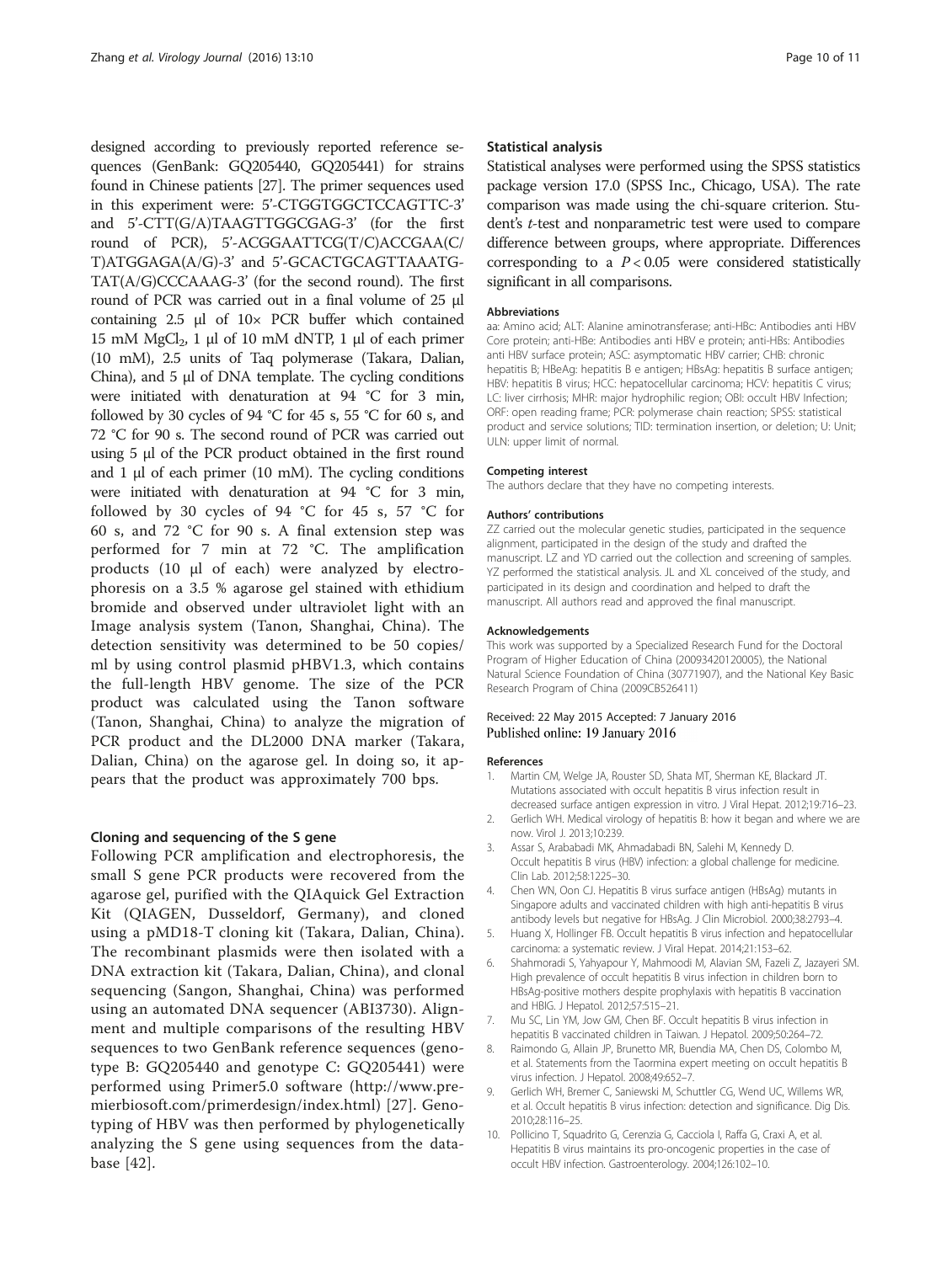designed according to previously reported reference sequences (GenBank: GQ205440, GQ205441) for strains found in Chinese patients [27]. The primer sequences used in this experiment were: 5'-CTGGTGGCTCCAGTTC-3' and 5'-CTT(G/A)TAAGTTGGCGAG-3' (for the first round of PCR), 5'-ACGGAATTCG(T/C)ACCGAA(C/T)ATGGAGA(A/G)-3' and 5'-GCACTGCAGTTAAATG-TAT(A/G)CCCAAAG-3' (for the second round). The first round of PCR was carried out in a final volume of 25 μl containing 2.5 μl of 10× PCR buffer which contained 15 mM $MgCl_2$, 1 μl of 10 mM dNTP, 1 μl of each primer (10 mM), 2.5 units of Taq polymerase (Takara, Dalian, China), and 5 μl of DNA template. The cycling conditions were initiated with denaturation at 94 °C for 3 min, followed by 30 cycles of 94 °C for 45 s, 55 °C for 60 s, and 72 °C for 90 s. The second round of PCR was carried out using 5 μl of the PCR product obtained in the first round and 1 μl of each primer (10 mM). The cycling conditions were initiated with denaturation at 94 °C for 3 min, followed by 30 cycles of 94 °C for 45 s, 57 °C for 60 s, and 72 °C for 90 s. A final extension step was performed for 7 min at 72 °C. The amplification products (10 μl of each) were analyzed by electrophoresis on a 3.5 % agarose gel stained with ethidium bromide and observed under ultraviolet light with an Image analysis system (Tanon, Shanghai, China). The detection sensitivity was determined to be 50 copies/ml by using control plasmid pHBV1.3, which contains the full-length HBV genome. The size of the PCR product was calculated using the Tanon software (Tanon, Shanghai, China) to analyze the migration of PCR product and the DL2000 DNA marker (Takara, Dalian, China) on the agarose gel. In doing so, it appears that the product was approximately 700 bps.

### Cloning and sequencing of the S gene

Following PCR amplification and electrophoresis, the small S gene PCR products were recovered from the agarose gel, purified with the QIAquick Gel Extraction Kit (QIAGEN, Dusseldorf, Germany), and cloned using a pMD18-T cloning kit (Takara, Dalian, China). The recombinant plasmids were then isolated with a DNA extraction kit (Takara, Dalian, China), and clonal sequencing (Sangon, Shanghai, China) was performed using an automated DNA sequencer (ABI3730). Alignment and multiple comparisons of the resulting HBV sequences to two GenBank reference sequences (genotype B: GQ205440 and genotype C: GQ205441) were performed using Primer5.0 software (http://www.premierbiosoft.com/primerdesign/index.html) [27]. Genotyping of HBV was then performed by phylogenetically analyzing the S gene using sequences from the database [42].

### Statistical analysis

Statistical analyses were performed using the SPSS statistics package version 17.0 (SPSS Inc., Chicago, USA). The rate comparison was made using the chi-square criterion. Student's *t*-test and nonparametric test were used to compare difference between groups, where appropriate. Differences corresponding to a $P < 0.05$ were considered statistically significant in all comparisons.

#### Abbreviations

aa: Amino acid; ALT: Alanine aminotransferase; anti-HBc: Antibodies anti HBV Core protein; anti-HBe: Antibodies anti HBV e protein; anti-HBs: Antibodies anti HBV surface protein; ASC: asymptomatic HBV carrier; CHB: chronic hepatitis B; HBeAg: hepatitis B e antigen; HBsAg: hepatitis B surface antigen; HBV: hepatitis B virus; HCC: hepatocellular carcinoma; HCV: hepatitis C virus; LC: liver cirrhosis; MHR: major hydrophilic region; OBI: occult HBV Infection; ORF: open reading frame; PCR: polymerase chain reaction; SPSS: statistical product and service solutions; TID: termination insertion, or deletion; U: Unit; ULN: upper limit of normal.

#### Competing interest

The authors declare that they have no competing interests.

#### Authors' contributions

ZZ carried out the molecular genetic studies, participated in the sequence alignment, participated in the design of the study and drafted the manuscript. LZ and YD carried out the collection and screening of samples. YZ performed the statistical analysis. JL and XL conceived of the study, and participated in its design and coordination and helped to draft the manuscript. All authors read and approved the final manuscript.

#### Acknowledgements

This work was supported by a Specialized Research Fund for the Doctoral Program of Higher Education of China (20093420120005), the National Natural Science Foundation of China (30771907), and the National Key Basic Research Program of China (2009CB526411)

Received: 22 May 2015 Accepted: 7 January 2016
Published online: 19 January 2016

#### References

1. Martin CM, Welge JA, Rouster SD, Shata MT, Sherman KE, Blackard JT. Mutations associated with occult hepatitis B virus infection result in decreased surface antigen expression in vitro. J Viral Hepat. 2012;19:716–23.
2. Gerlich WH. Medical virology of hepatitis B: how it began and where we are now. Virol J. 2013;10:239.
3. Assar S, Arababadi MK, Ahmadabadi BN, Salehi M, Kennedy D. Occult hepatitis B virus (HBV) infection: a global challenge for medicine. Clin Lab. 2012;58:1225–30.
4. Chen WN, Oon CJ. Hepatitis B virus surface antigen (HBsAg) mutants in Singapore adults and vaccinated children with high anti-hepatitis B virus antibody levels but negative for HBsAg. J Clin Microbiol. 2000;38:2793–4.
5. Huang X, Hollinger FB. Occult hepatitis B virus infection and hepatocellular carcinoma: a systematic review. J Viral Hepat. 2014;21:153–62.
6. Shahmoradi S, Yahyapour Y, Mahmoodi M, Alavian SM, Fazeli Z, Jazayeri SM. High prevalence of occult hepatitis B virus infection in children born to HBsAg-positive mothers despite prophylaxis with hepatitis B vaccination and HBIG. J Hepatol. 2012;57:515–21.
7. Mu SC, Lin YM, Jow GM, Chen BF. Occult hepatitis B virus infection in hepatitis B vaccinated children in Taiwan. J Hepatol. 2009;50:264–72.
8. Raimondo G, Allain JP, Brunetto MR, Buendia MA, Chen DS, Colombo M, et al. Statements from the Taormina expert meeting on occult hepatitis B virus infection. J Hepatol. 2008;49:652–7.
9. Gerlich WH, Bremer C, Saniewski M, Schuttler CG, Wend UC, Willems WR, et al. Occult hepatitis B virus infection: detection and significance. Dig Dis. 2010;28:116–25.
10. Pollicino T, Squadrito G, Cerenzia G, Cacciola I, Raffa G, Craxi A, et al. Hepatitis B virus maintains its pro-oncogenic properties in the case of occult HBV infection. Gastroenterology. 2004;126:102–10.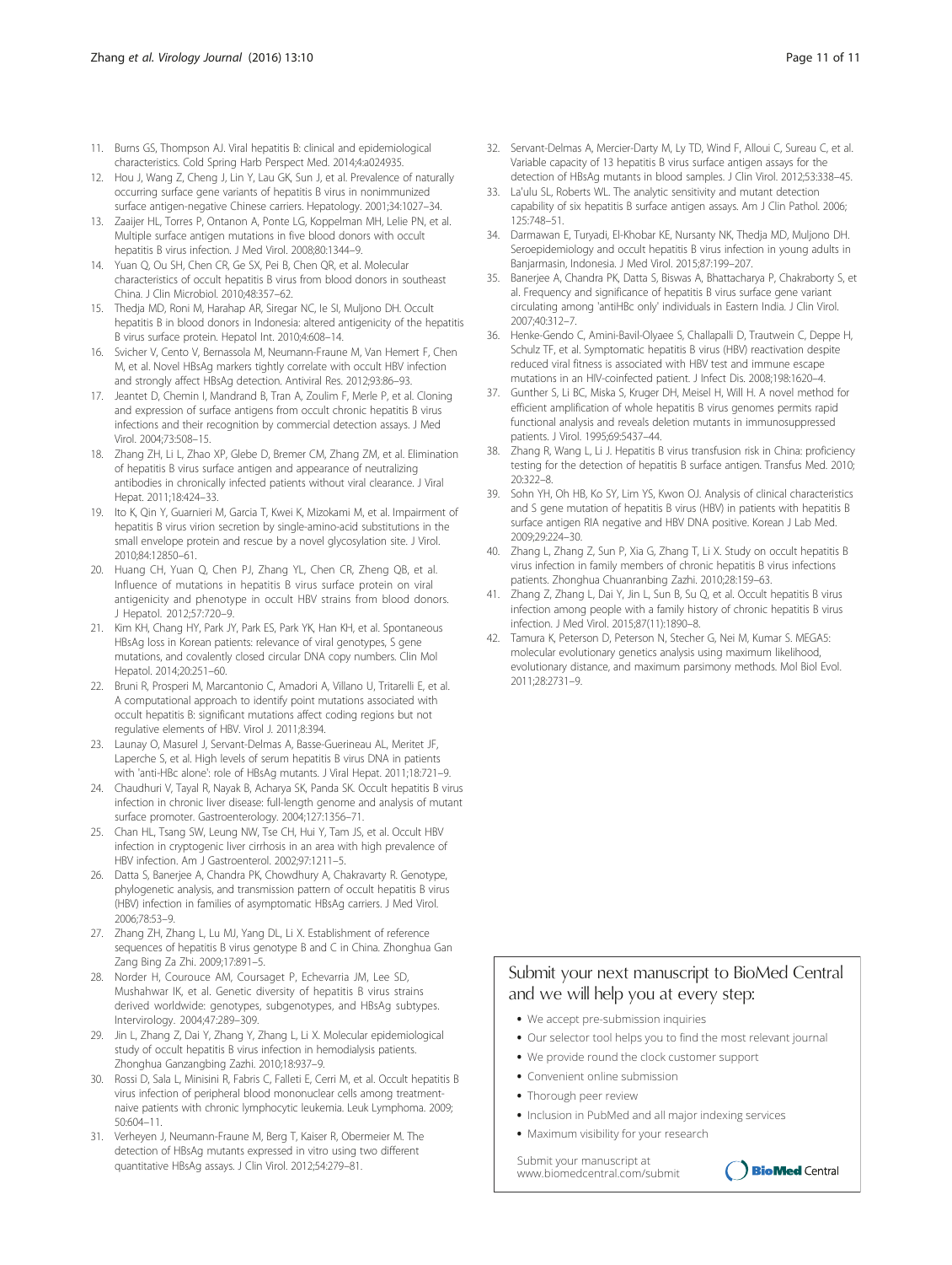11. Burns GS, Thompson AJ. Viral hepatitis B: clinical and epidemiological characteristics. Cold Spring Harb Perspect Med. 2014;4:a024935.
12. Hou J, Wang Z, Cheng J, Lin Y, Lau GK, Sun J, et al. Prevalence of naturally occurring surface gene variants of hepatitis B virus in nonimmunized surface antigen-negative Chinese carriers. Hepatology. 2001;34:1027–34.
13. Zaaijer HL, Torres P, Ontanon A, Ponte LG, Koppelman MH, Lelie PN, et al. Multiple surface antigen mutations in five blood donors with occult hepatitis B virus infection. J Med Virol. 2008;80:1344–9.
14. Yuan Q, Ou SH, Chen CR, Ge SX, Pei B, Chen QR, et al. Molecular characteristics of occult hepatitis B virus from blood donors in southeast China. J Clin Microbiol. 2010;48:357–62.
15. Thedja MD, Roni M, Harahap AR, Siregar NC, Ie SI, Muljono DH. Occult hepatitis B in blood donors in Indonesia: altered antigenicity of the hepatitis B virus surface protein. Hepatol Int. 2010;4:608–14.
16. Svicher V, Cento V, Bernassola M, Neumann-Fraune M, Van Hemert F, Chen M, et al. Novel HBsAg markers tightly correlate with occult HBV infection and strongly affect HBsAg detection. Antiviral Res. 2012;93:86–93.
17. Jeantet D, Chemin I, Mandrand B, Tran A, Zoulim F, Merle P, et al. Cloning and expression of surface antigens from occult chronic hepatitis B virus infections and their recognition by commercial detection assays. J Med Virol. 2004;73:508–15.
18. Zhang ZH, Li L, Zhao XP, Glebe D, Bremer CM, Zhang ZM, et al. Elimination of hepatitis B virus surface antigen and appearance of neutralizing antibodies in chronically infected patients without viral clearance. J Viral Hepat. 2011;18:424–33.
19. Ito K, Qin Y, Guarnieri M, Garcia T, Kwei K, Mizokami M, et al. Impairment of hepatitis B virus virion secretion by single-amino-acid substitutions in the small envelope protein and rescue by a novel glycosylation site. J Virol. 2010;84:12850–61.
20. Huang CH, Yuan Q, Chen PJ, Zhang YL, Chen CR, Zheng QB, et al. Influence of mutations in hepatitis B virus surface protein on viral antigenicity and phenotype in occult HBV strains from blood donors. J Hepatol. 2012;57:720–9.
21. Kim KH, Chang HY, Park JY, Park ES, Park YK, Han KH, et al. Spontaneous HBsAg loss in Korean patients: relevance of viral genotypes, S gene mutations, and covalently closed circular DNA copy numbers. Clin Mol Hepatol. 2014;20:251–60.
22. Bruni R, Prosperi M, Marcantonio C, Amadori A, Villano U, Tritarelli E, et al. A computational approach to identify point mutations associated with occult hepatitis B: significant mutations affect coding regions but not regulative elements of HBV. Virol J. 2011;8:394.
23. Launay O, Masurel J, Servant-Delmas A, Basse-Guerineau AL, Meritet JF, Laperche S, et al. High levels of serum hepatitis B virus DNA in patients with 'anti-HBc alone': role of HBsAg mutants. J Viral Hepat. 2011;18:721–9.
24. Chaudhuri V, Tayal R, Nayak B, Acharya SK, Panda SK. Occult hepatitis B virus infection in chronic liver disease: full-length genome and analysis of mutant surface promoter. Gastroenterology. 2004;127:1356–71.
25. Chan HL, Tsang SW, Leung NW, Tse CH, Hui Y, Tam JS, et al. Occult HBV infection in cryptogenic liver cirrhosis in an area with high prevalence of HBV infection. Am J Gastroenterol. 2002;97:1211–5.
26. Datta S, Banerjee A, Chandra PK, Chowdhury A, Chakravarty R. Genotype, phylogenetic analysis, and transmission pattern of occult hepatitis B virus (HBV) infection in families of asymptomatic HBsAg carriers. J Med Virol. 2006;78:53–9.
27. Zhang ZH, Zhang L, Lu MJ, Yang DL, Li X. Establishment of reference sequences of hepatitis B virus genotype B and C in China. Zhonghua Gan Zang Bing Za Zhi. 2009;17:891–5.
28. Norder H, Courouce AM, Coursaget P, Echevarria JM, Lee SD, Mushahwar IK, et al. Genetic diversity of hepatitis B virus strains derived worldwide: genotypes, subgenotypes, and HBsAg subtypes. Intervirology. 2004;47:289–309.
29. Jin L, Zhang Z, Dai Y, Zhang Y, Zhang L, Li X. Molecular epidemiological study of occult hepatitis B virus infection in hemodialysis patients. Zhonghua Ganzangbing Zazhi. 2010;18:937–9.
30. Rossi D, Sala L, Minisini R, Fabris C, Falleti E, Cerri M, et al. Occult hepatitis B virus infection of peripheral blood mononuclear cells among treatment-naive patients with chronic lymphocytic leukemia. Leuk Lymphoma. 2009; 50:604–11.
31. Verheyen J, Neumann-Fraune M, Berg T, Kaiser R, Obermeier M. The detection of HBsAg mutants expressed in vitro using two different quantitative HBsAg assays. J Clin Virol. 2012;54:279–81.
32. Servant-Delmas A, Mercier-Darty M, Ly TD, Wind F, Alloui C, Sureau C, et al. Variable capacity of 13 hepatitis B virus surface antigen assays for the detection of HBsAg mutants in blood samples. J Clin Virol. 2012;53:338–45.
33. La'ulu SL, Roberts WL. The analytic sensitivity and mutant detection capability of six hepatitis B surface antigen assays. Am J Clin Pathol. 2006; 125:748–51.
34. Darmawan E, Turyadi, El-Khobar KE, Nursanty NK, Thedja MD, Muljono DH. Seroepidemiology and occult hepatitis B virus infection in young adults in Banjarmasin, Indonesia. J Med Virol. 2015;87:199–207.
35. Banerjee A, Chandra PK, Datta S, Biswas A, Bhattacharya P, Chakraborty S, et al. Frequency and significance of hepatitis B virus surface gene variant circulating among 'antiHBc only' individuals in Eastern India. J Clin Virol. 2007;40:312–7.
36. Henke-Gendo C, Amini-Bavil-Olyaee S, Challapalli D, Trautwein C, Deppe H, Schulz TF, et al. Symptomatic hepatitis B virus (HBV) reactivation despite reduced viral fitness is associated with HBV test and immune escape mutations in an HIV-coinfected patient. J Infect Dis. 2008;198:1620–4.
37. Gunther S, Li BC, Miska S, Kruger DH, Meisel H, Will H. A novel method for efficient amplification of whole hepatitis B virus genomes permits rapid functional analysis and reveals deletion mutants in immunosuppressed patients. J Virol. 1995;69:5437–44.
38. Zhang R, Wang L, Li J. Hepatitis B virus transfusion risk in China: proficiency testing for the detection of hepatitis B surface antigen. Transfus Med. 2010; 20:322–8.
39. Sohn YH, Oh HB, Ko SY, Lim YS, Kwon OJ. Analysis of clinical characteristics and S gene mutation of hepatitis B virus (HBV) in patients with hepatitis B surface antigen RIA negative and HBV DNA positive. Korean J Lab Med. 2009;29:224–30.
40. Zhang L, Zhang Z, Sun P, Xia G, Zhang T, Li X. Study on occult hepatitis B virus infection in family members of chronic hepatitis B virus infections patients. Zhonghua Chuanranbing Zazhi. 2010;28:159–63.
41. Zhang Z, Zhang L, Dai Y, Jin L, Sun B, Su Q, et al. Occult hepatitis B virus infection among people with a family history of chronic hepatitis B virus infection. J Med Virol. 2015;87(11):1890–8.
42. Tamura K, Peterson D, Peterson N, Stecher G, Nei M, Kumar S. MEGA5: molecular evolutionary genetics analysis using maximum likelihood, evolutionary distance, and maximum parsimony methods. Mol Biol Evol. 2011;28:2731–9.

Submit your next manuscript to BioMed Central and we will help you at every step:

- We accept pre-submission inquiries
- Our selector tool helps you to find the most relevant journal
- We provide round the clock customer support
- Convenient online submission
- Thorough peer review
- Inclusion in PubMed and all major indexing services
- Maximum visibility for your research

Submit your manuscript at www.biomedcentral.com/submit

BioMed Central